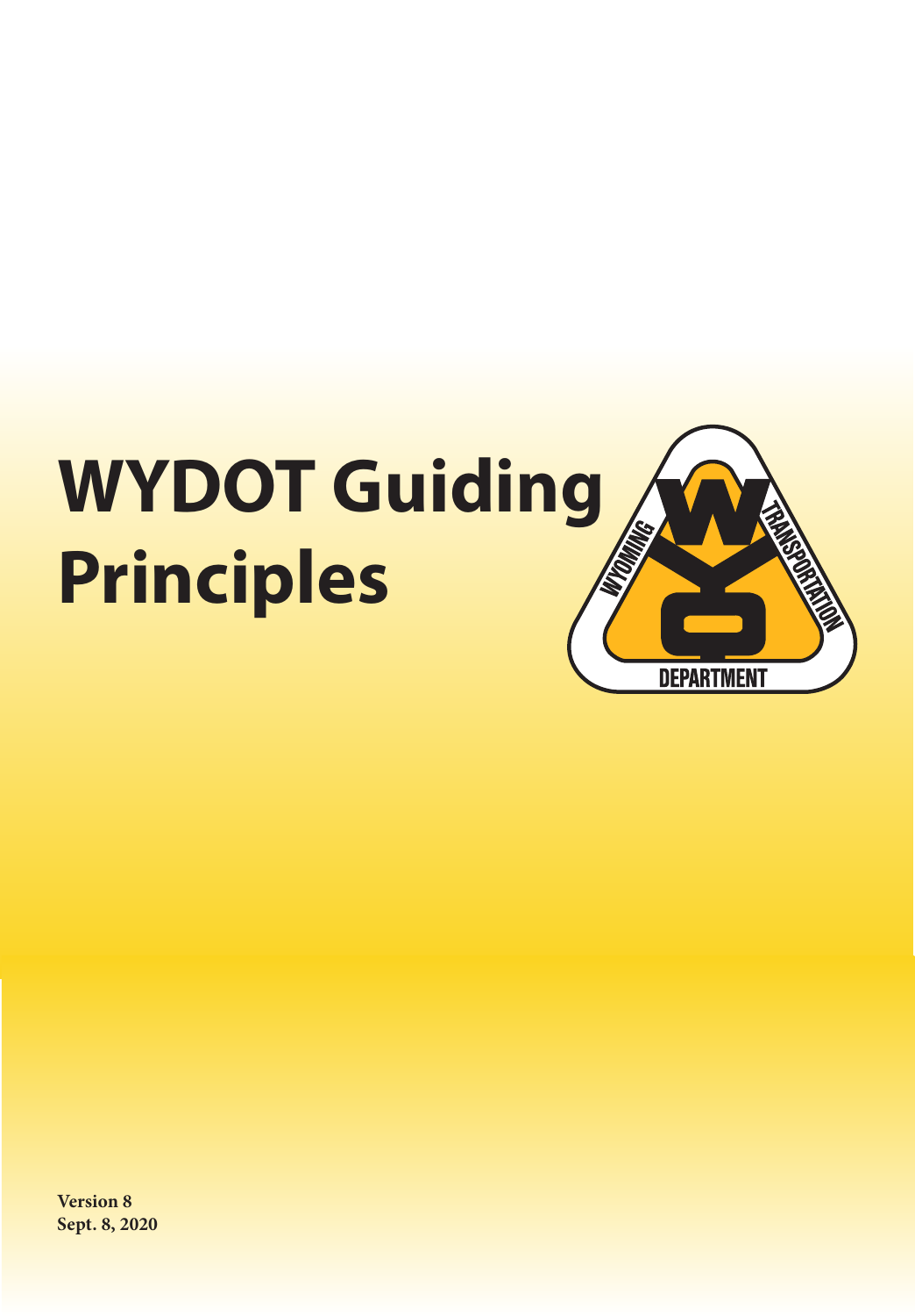# WYDOT Guiding Principles

**Version 8**
**Sept. 8, 2020**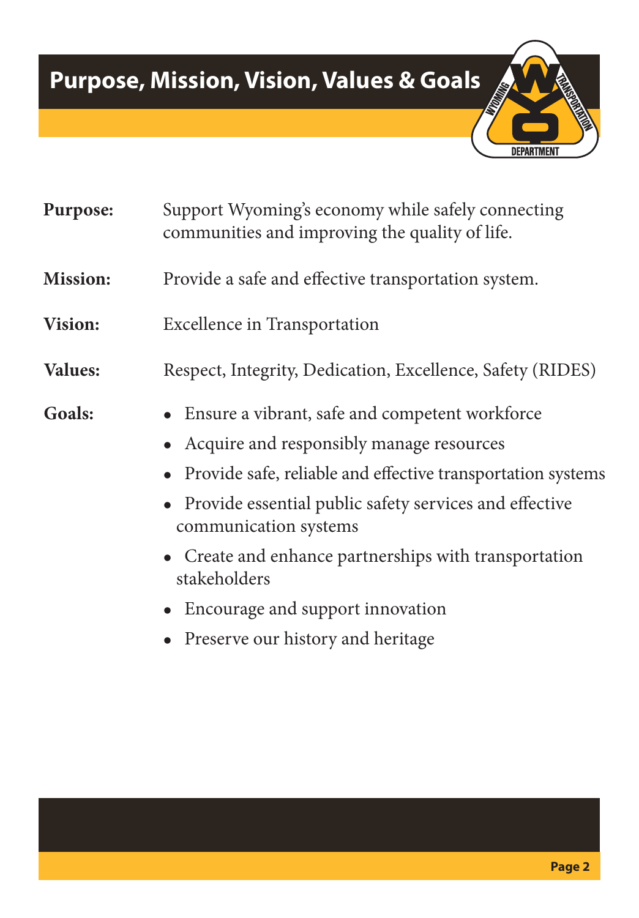# Purpose, Mission, Vision, Values & Goals

**Purpose:** Support Wyoming's economy while safely connecting communities and improving the quality of life.

**Mission:** Provide a safe and effective transportation system.

**Vision:** Excellence in Transportation

**Values:** Respect, Integrity, Dedication, Excellence, Safety (RIDES)

**Goals:**

- Ensure a vibrant, safe and competent workforce
- Acquire and responsibly manage resources
- Provide safe, reliable and effective transportation systems
- Provide essential public safety services and effective communication systems
- Create and enhance partnerships with transportation stakeholders
- Encourage and support innovation
- Preserve our history and heritage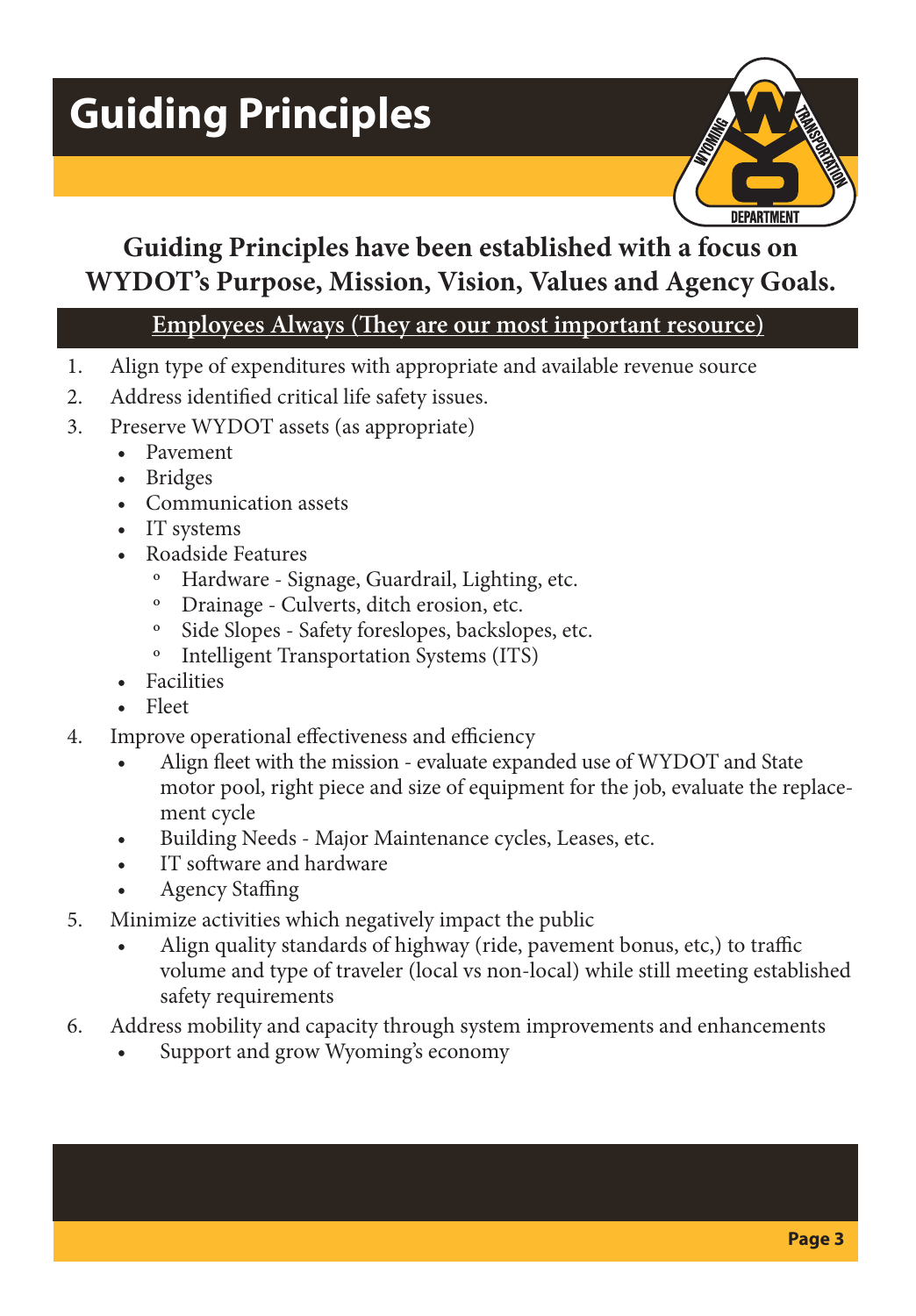# Guiding Principles

## Guiding Principles have been established with a focus on WYDOT's Purpose, Mission, Vision, Values and Agency Goals.

### Employees Always (They are our most important resource)

1. Align type of expenditures with appropriate and available revenue source
2. Address identified critical life safety issues.
3. Preserve WYDOT assets (as appropriate)
   - Pavement
   - Bridges
   - Communication assets
   - IT systems
   - Roadside Features
     - Hardware - Signage, Guardrail, Lighting, etc.
     - Drainage - Culverts, ditch erosion, etc.
     - Side Slopes - Safety foreslopes, backslopes, etc.
     - Intelligent Transportation Systems (ITS)
   - Facilities
   - Fleet
4. Improve operational effectiveness and efficiency
   - Align fleet with the mission - evaluate expanded use of WYDOT and State motor pool, right piece and size of equipment for the job, evaluate the replacement cycle
   - Building Needs - Major Maintenance cycles, Leases, etc.
   - IT software and hardware
   - Agency Staffing
5. Minimize activities which negatively impact the public
   - Align quality standards of highway (ride, pavement bonus, etc,) to traffic volume and type of traveler (local vs non-local) while still meeting established safety requirements
6. Address mobility and capacity through system improvements and enhancements
   - Support and grow Wyoming's economy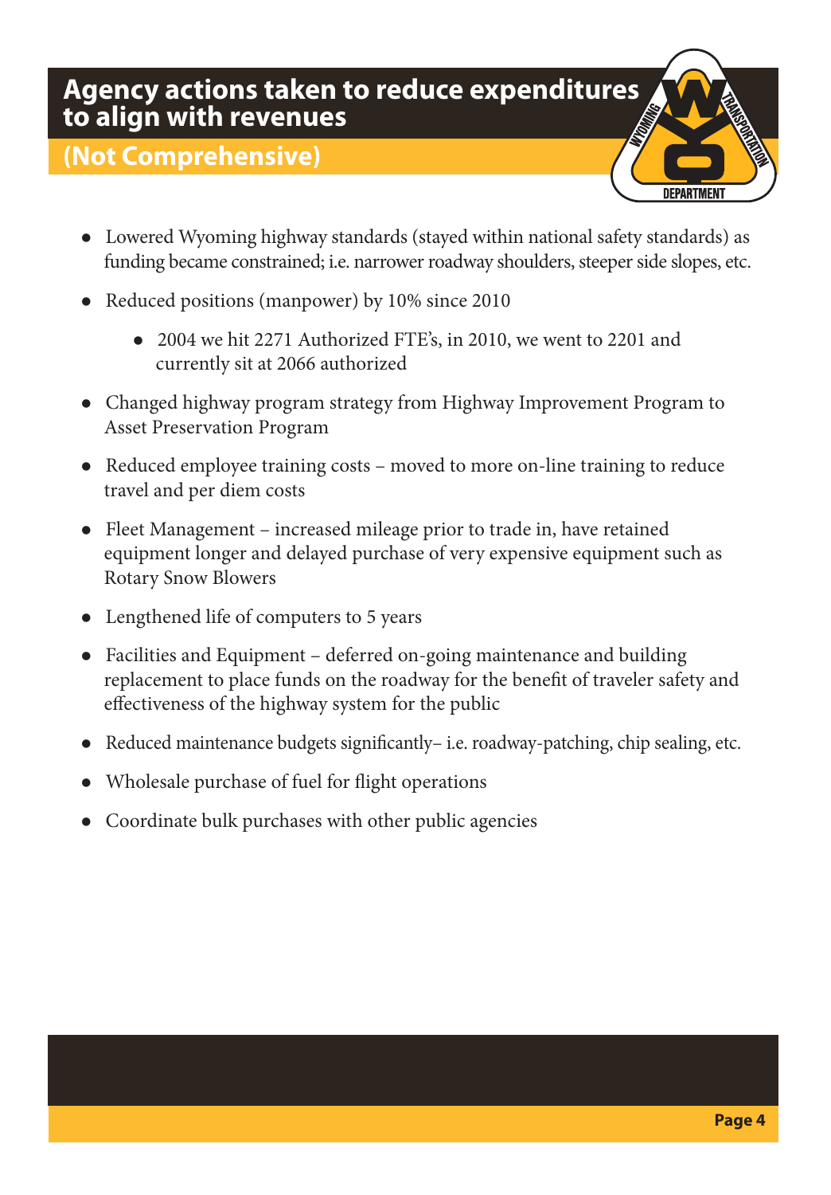# Agency actions taken to reduce expenditures to align with revenues

## (Not Comprehensive)

- Lowered Wyoming highway standards (stayed within national safety standards) as funding became constrained; i.e. narrower roadway shoulders, steeper side slopes, etc.
- Reduced positions (manpower) by 10% since 2010
  - 2004 we hit 2271 Authorized FTE's, in 2010, we went to 2201 and currently sit at 2066 authorized
- Changed highway program strategy from Highway Improvement Program to Asset Preservation Program
- Reduced employee training costs – moved to more on-line training to reduce travel and per diem costs
- Fleet Management – increased mileage prior to trade in, have retained equipment longer and delayed purchase of very expensive equipment such as Rotary Snow Blowers
- Lengthened life of computers to 5 years
- Facilities and Equipment – deferred on-going maintenance and building replacement to place funds on the roadway for the benefit of traveler safety and effectiveness of the highway system for the public
- Reduced maintenance budgets significantly– i.e. roadway-patching, chip sealing, etc.
- Wholesale purchase of fuel for flight operations
- Coordinate bulk purchases with other public agencies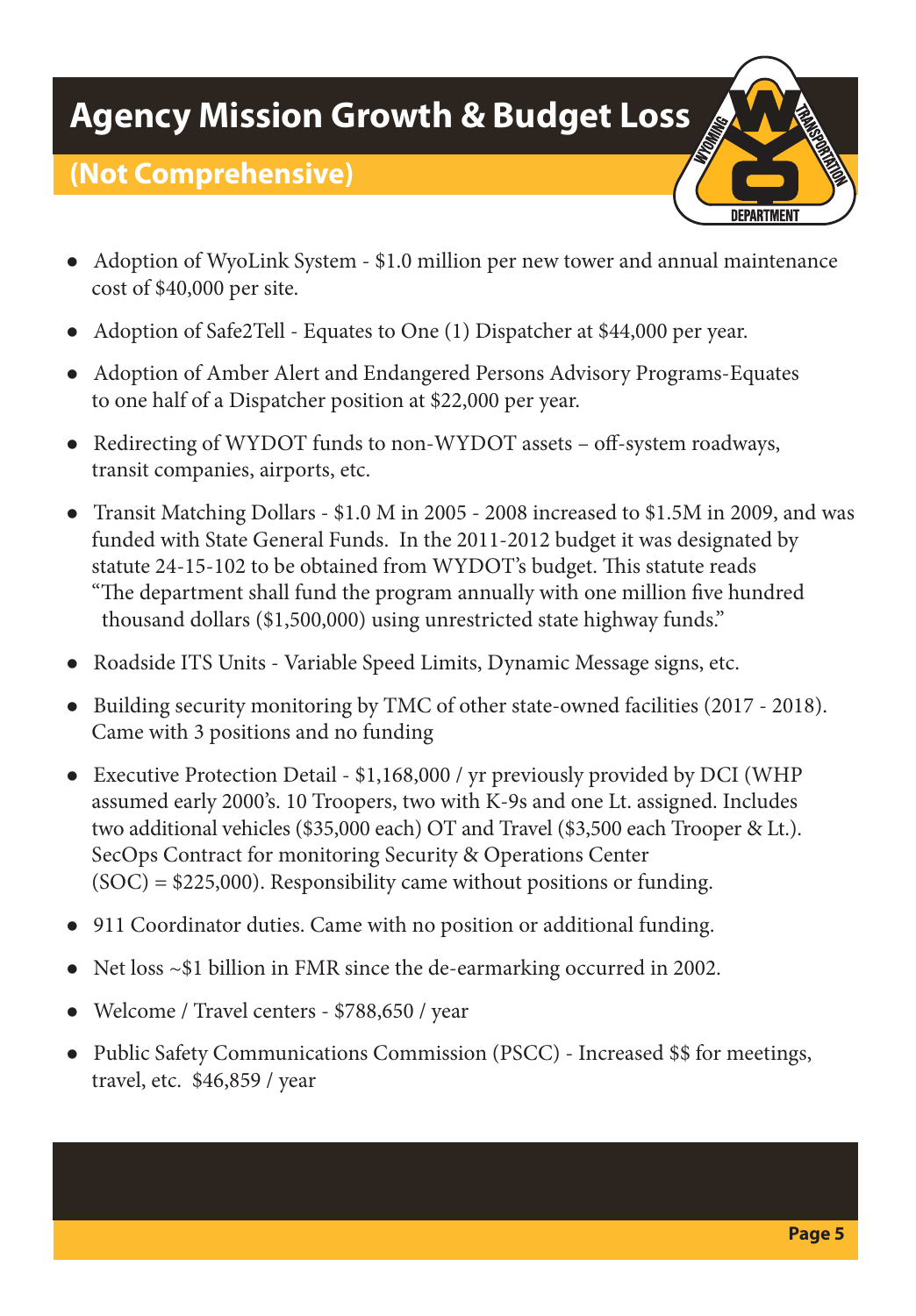# Agency Mission Growth & Budget Loss

## (Not Comprehensive)

- Adoption of WyoLink System - $1.0 million per new tower and annual maintenance cost of $40,000 per site.
- Adoption of Safe2Tell - Equates to One (1) Dispatcher at $44,000 per year.
- Adoption of Amber Alert and Endangered Persons Advisory Programs-Equates to one half of a Dispatcher position at $22,000 per year.
- Redirecting of WYDOT funds to non-WYDOT assets – off-system roadways, transit companies, airports, etc.
- Transit Matching Dollars - $1.0 M in 2005 - 2008 increased to $1.5M in 2009, and was funded with State General Funds. In the 2011-2012 budget it was designated by statute 24-15-102 to be obtained from WYDOT's budget. This statute reads "The department shall fund the program annually with one million five hundred thousand dollars ($1,500,000) using unrestricted state highway funds."
- Roadside ITS Units - Variable Speed Limits, Dynamic Message signs, etc.
- Building security monitoring by TMC of other state-owned facilities (2017 - 2018). Came with 3 positions and no funding
- Executive Protection Detail - $1,168,000 / yr previously provided by DCI (WHP assumed early 2000's. 10 Troopers, two with K-9s and one Lt. assigned. Includes two additional vehicles ($35,000 each) OT and Travel ($3,500 each Trooper & Lt.). SecOps Contract for monitoring Security & Operations Center (SOC) = $225,000). Responsibility came without positions or funding.
- 911 Coordinator duties. Came with no position or additional funding.
- Net loss ~$1 billion in FMR since the de-earmarking occurred in 2002.
- Welcome / Travel centers - $788,650 / year
- Public Safety Communications Commission (PSCC) - Increased $$ for meetings, travel, etc. $46,859 / year